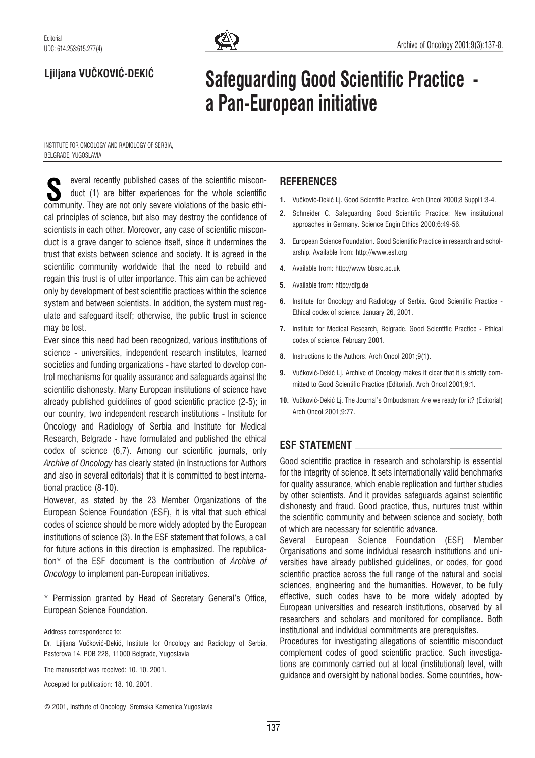Editorial

UDC: 614.253:615.277(4)

**Ljiljana VUČKOVIĆ-DEKIĆ**

# Safeguarding Good Scientific Practice - a Pan-European initiative

INSTITUTE FOR ONCOLOGY AND RADIOLOGY OF SERBIA, BELGRADE, YUGOSLAVIA

Several recently published cases of the scientific misconduct (1) are bitter experiences for the whole scientific community. They are not only severe violations of the basic ethical principles of science, but also may destroy the confidence of scientists in each other. Moreover, any case of scientific misconduct is a grave danger to science itself, since it undermines the trust that exists between science and society. It is agreed in the scientific community worldwide that the need to rebuild and regain this trust is of utter importance. This aim can be achieved only by development of best scientific practices within the science system and between scientists. In addition, the system must regulate and safeguard itself; otherwise, the public trust in science may be lost.

Ever since this need had been recognized, various institutions of science - universities, independent research institutes, learned societies and funding organizations - have started to develop control mechanisms for quality assurance and safeguards against the scientific dishonesty. Many European institutions of science have already published guidelines of good scientific practice (2-5); in our country, two independent research institutions - Institute for Oncology and Radiology of Serbia and Institute for Medical Research, Belgrade - have formulated and published the ethical codex of science (6,7). Among our scientific journals, only *Archive of Oncology* has clearly stated (in Instructions for Authors and also in several editorials) that it is committed to best international practice (8-10).

However, as stated by the 23 Member Organizations of the European Science Foundation (ESF), it is vital that such ethical codes of science should be more widely adopted by the European institutions of science (3). In the ESF statement that follows, a call for future actions in this direction is emphasized. The republication* of the ESF document is the contribution of *Archive of Oncology* to implement pan-European initiatives.

\* Permission granted by Head of Secretary General's Office, European Science Foundation.

Address correspondence to:

Dr. Ljiljana Vučković-Dekić, Institute for Oncology and Radiology of Serbia, Pasterova 14, POB 228, 11000 Belgrade, Yugoslavia

The manuscript was received: 10. 10. 2001.

Accepted for publication: 18. 10. 2001.

© 2001, Institute of Oncology Sremska Kamenica,Yugoslavia

## REFERENCES

1. Vučković-Dekić Lj. Good Scientific Practice. Arch Oncol 2000;8 Suppl1:3-4.
2. Schneider C. Safeguarding Good Scientific Practice: New institutional approaches in Germany. Science Engin Ethics 2000;6:49-56.
3. European Science Foundation. Good Scientific Practice in research and scholarship. Available from: http://www.esf.org
4. Available from: http://www bbsrc.ac.uk
5. Available from: http://dfg.de
6. Institute for Oncology and Radiology of Serbia. Good Scientific Practice - Ethical codex of science. January 26, 2001.
7. Institute for Medical Research, Belgrade. Good Scientific Practice - Ethical codex of science. February 2001.
8. Instructions to the Authors. Arch Oncol 2001;9(1).
9. Vučković-Dekić Lj. Archive of Oncology makes it clear that it is strictly committed to Good Scientific Practice (Editorial). Arch Oncol 2001;9:1.
10. Vučković-Dekić Lj. The Journal's Ombudsman: Are we ready for it? (Editorial) Arch Oncol 2001;9:77.

## ESF STATEMENT

Good scientific practice in research and scholarship is essential for the integrity of science. It sets internationally valid benchmarks for quality assurance, which enable replication and further studies by other scientists. And it provides safeguards against scientific dishonesty and fraud. Good practice, thus, nurtures trust within the scientific community and between science and society, both of which are necessary for scientific advance.

Several European Science Foundation (ESF) Member Organisations and some individual research institutions and universities have already published guidelines, or codes, for good scientific practice across the full range of the natural and social sciences, engineering and the humanities. However, to be fully effective, such codes have to be more widely adopted by European universities and research institutions, observed by all researchers and scholars and monitored for compliance. Both institutional and individual commitments are prerequisites.

Procedures for investigating allegations of scientific misconduct complement codes of good scientific practice. Such investigations are commonly carried out at local (institutional) level, with guidance and oversight by national bodies. Some countries, how-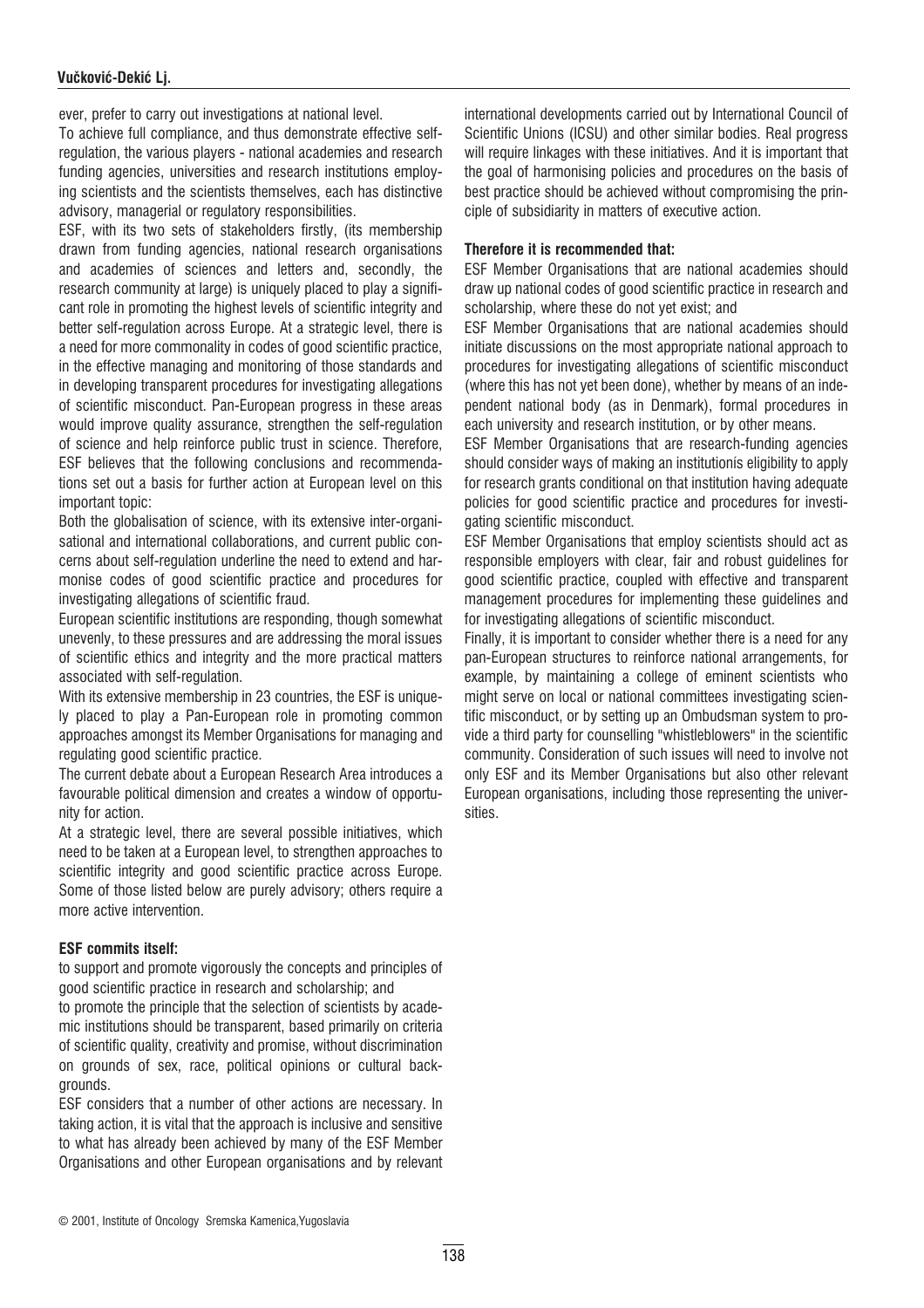ever, prefer to carry out investigations at national level.

To achieve full compliance, and thus demonstrate effective self-regulation, the various players - national academies and research funding agencies, universities and research institutions employing scientists and the scientists themselves, each has distinctive advisory, managerial or regulatory responsibilities.

ESF, with its two sets of stakeholders firstly, (its membership drawn from funding agencies, national research organisations and academies of sciences and letters and, secondly, the research community at large) is uniquely placed to play a significant role in promoting the highest levels of scientific integrity and better self-regulation across Europe. At a strategic level, there is a need for more commonality in codes of good scientific practice, in the effective managing and monitoring of those standards and in developing transparent procedures for investigating allegations of scientific misconduct. Pan-European progress in these areas would improve quality assurance, strengthen the self-regulation of science and help reinforce public trust in science. Therefore, ESF believes that the following conclusions and recommendations set out a basis for further action at European level on this important topic:

Both the globalisation of science, with its extensive inter-organisational and international collaborations, and current public concerns about self-regulation underline the need to extend and harmonise codes of good scientific practice and procedures for investigating allegations of scientific fraud.

European scientific institutions are responding, though somewhat unevenly, to these pressures and are addressing the moral issues of scientific ethics and integrity and the more practical matters associated with self-regulation.

With its extensive membership in 23 countries, the ESF is uniquely placed to play a Pan-European role in promoting common approaches amongst its Member Organisations for managing and regulating good scientific practice.

The current debate about a European Research Area introduces a favourable political dimension and creates a window of opportunity for action.

At a strategic level, there are several possible initiatives, which need to be taken at a European level, to strengthen approaches to scientific integrity and good scientific practice across Europe. Some of those listed below are purely advisory; others require a more active intervention.

**ESF commits itself:**

to support and promote vigorously the concepts and principles of good scientific practice in research and scholarship; and

to promote the principle that the selection of scientists by academic institutions should be transparent, based primarily on criteria of scientific quality, creativity and promise, without discrimination on grounds of sex, race, political opinions or cultural backgrounds.

ESF considers that a number of other actions are necessary. In taking action, it is vital that the approach is inclusive and sensitive to what has already been achieved by many of the ESF Member Organisations and other European organisations and by relevant international developments carried out by International Council of Scientific Unions (ICSU) and other similar bodies. Real progress will require linkages with these initiatives. And it is important that the goal of harmonising policies and procedures on the basis of best practice should be achieved without compromising the principle of subsidiarity in matters of executive action.

**Therefore it is recommended that:**

ESF Member Organisations that are national academies should draw up national codes of good scientific practice in research and scholarship, where these do not yet exist; and

ESF Member Organisations that are national academies should initiate discussions on the most appropriate national approach to procedures for investigating allegations of scientific misconduct (where this has not yet been done), whether by means of an independent national body (as in Denmark), formal procedures in each university and research institution, or by other means.

ESF Member Organisations that are research-funding agencies should consider ways of making an institutionís eligibility to apply for research grants conditional on that institution having adequate policies for good scientific practice and procedures for investigating scientific misconduct.

ESF Member Organisations that employ scientists should act as responsible employers with clear, fair and robust guidelines for good scientific practice, coupled with effective and transparent management procedures for implementing these guidelines and for investigating allegations of scientific misconduct.

Finally, it is important to consider whether there is a need for any pan-European structures to reinforce national arrangements, for example, by maintaining a college of eminent scientists who might serve on local or national committees investigating scientific misconduct, or by setting up an Ombudsman system to provide a third party for counselling "whistleblowers" in the scientific community. Consideration of such issues will need to involve not only ESF and its Member Organisations but also other relevant European organisations, including those representing the universities.